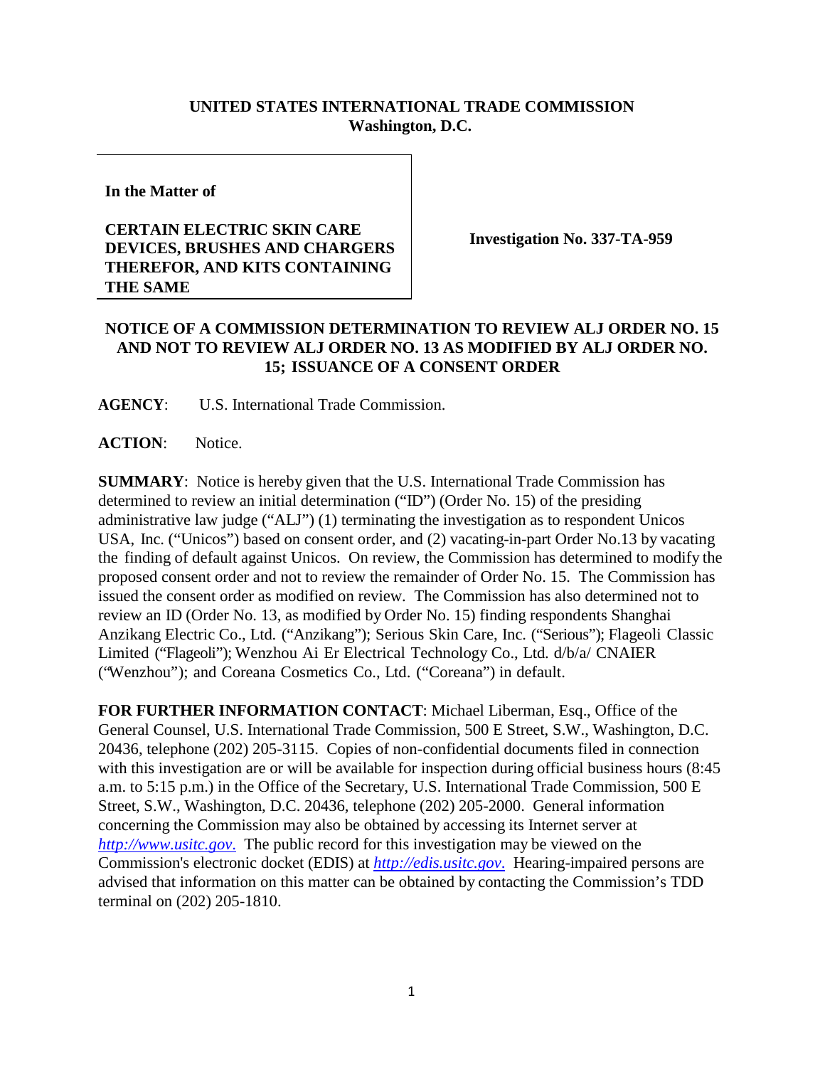**UNITED STATES INTERNATIONAL TRADE COMMISSION**
**Washington, D.C.**

| **In the Matter of**<br><br>**CERTAIN ELECTRIC SKIN CARE DEVICES, BRUSHES AND CHARGERS THEREFOR, AND KITS CONTAINING THE SAME** | **Investigation No. 337-TA-959** |
|---|---|

## NOTICE OF A COMMISSION DETERMINATION TO REVIEW ALJ ORDER NO. 15 AND NOT TO REVIEW ALJ ORDER NO. 13 AS MODIFIED BY ALJ ORDER NO. 15; ISSUANCE OF A CONSENT ORDER

**AGENCY**: U.S. International Trade Commission.

**ACTION**: Notice.

**SUMMARY**: Notice is hereby given that the U.S. International Trade Commission has determined to review an initial determination ("ID") (Order No. 15) of the presiding administrative law judge ("ALJ") (1) terminating the investigation as to respondent Unicos USA, Inc. ("Unicos") based on consent order, and (2) vacating-in-part Order No.13 by vacating the finding of default against Unicos. On review, the Commission has determined to modify the proposed consent order and not to review the remainder of Order No. 15. The Commission has issued the consent order as modified on review. The Commission has also determined not to review an ID (Order No. 13, as modified by Order No. 15) finding respondents Shanghai Anzikang Electric Co., Ltd. ("Anzikang"); Serious Skin Care, Inc. ("Serious"); Flageoli Classic Limited ("Flageoli"); Wenzhou Ai Er Electrical Technology Co., Ltd. d/b/a/ CNAIER ("Wenzhou"); and Coreana Cosmetics Co., Ltd. ("Coreana") in default.

**FOR FURTHER INFORMATION CONTACT**: Michael Liberman, Esq., Office of the General Counsel, U.S. International Trade Commission, 500 E Street, S.W., Washington, D.C. 20436, telephone (202) 205-3115. Copies of non-confidential documents filed in connection with this investigation are or will be available for inspection during official business hours (8:45 a.m. to 5:15 p.m.) in the Office of the Secretary, U.S. International Trade Commission, 500 E Street, S.W., Washington, D.C. 20436, telephone (202) 205-2000. General information concerning the Commission may also be obtained by accessing its Internet server at *http://www.usitc.gov*. The public record for this investigation may be viewed on the Commission's electronic docket (EDIS) at *http://edis.usitc.gov*. Hearing-impaired persons are advised that information on this matter can be obtained by contacting the Commission's TDD terminal on (202) 205-1810.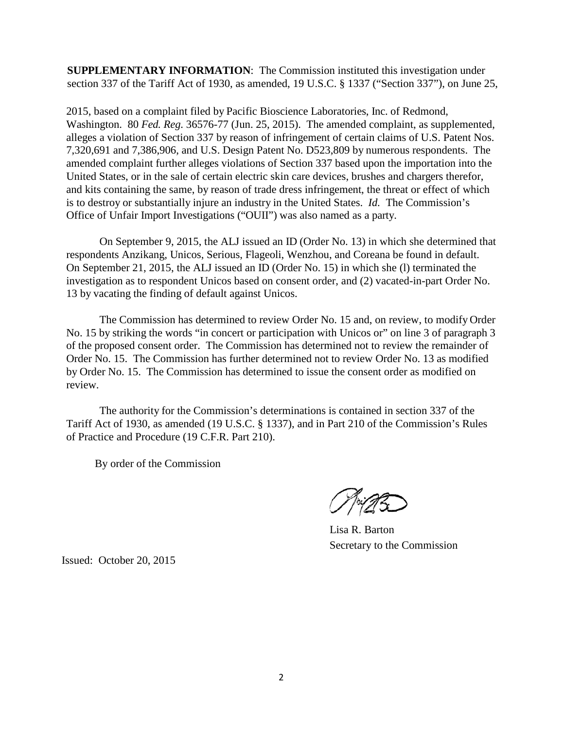**SUPPLEMENTARY INFORMATION**: The Commission instituted this investigation under section 337 of the Tariff Act of 1930, as amended, 19 U.S.C. § 1337 ("Section 337"), on June 25, 2015, based on a complaint filed by Pacific Bioscience Laboratories, Inc. of Redmond, Washington. 80 *Fed. Reg.* 36576-77 (Jun. 25, 2015). The amended complaint, as supplemented, alleges a violation of Section 337 by reason of infringement of certain claims of U.S. Patent Nos. 7,320,691 and 7,386,906, and U.S. Design Patent No. D523,809 by numerous respondents. The amended complaint further alleges violations of Section 337 based upon the importation into the United States, or in the sale of certain electric skin care devices, brushes and chargers therefor, and kits containing the same, by reason of trade dress infringement, the threat or effect of which is to destroy or substantially injure an industry in the United States. *Id.* The Commission's Office of Unfair Import Investigations ("OUII") was also named as a party.

On September 9, 2015, the ALJ issued an ID (Order No. 13) in which she determined that respondents Anzikang, Unicos, Serious, Flageoli, Wenzhou, and Coreana be found in default. On September 21, 2015, the ALJ issued an ID (Order No. 15) in which she (l) terminated the investigation as to respondent Unicos based on consent order, and (2) vacated-in-part Order No. 13 by vacating the finding of default against Unicos.

The Commission has determined to review Order No. 15 and, on review, to modify Order No. 15 by striking the words "in concert or participation with Unicos or" on line 3 of paragraph 3 of the proposed consent order. The Commission has determined not to review the remainder of Order No. 15. The Commission has further determined not to review Order No. 13 as modified by Order No. 15. The Commission has determined to issue the consent order as modified on review.

The authority for the Commission's determinations is contained in section 337 of the Tariff Act of 1930, as amended (19 U.S.C. § 1337), and in Part 210 of the Commission's Rules of Practice and Procedure (19 C.F.R. Part 210).

By order of the Commission

Lisa R. Barton
Secretary to the Commission

Issued: October 20, 2015